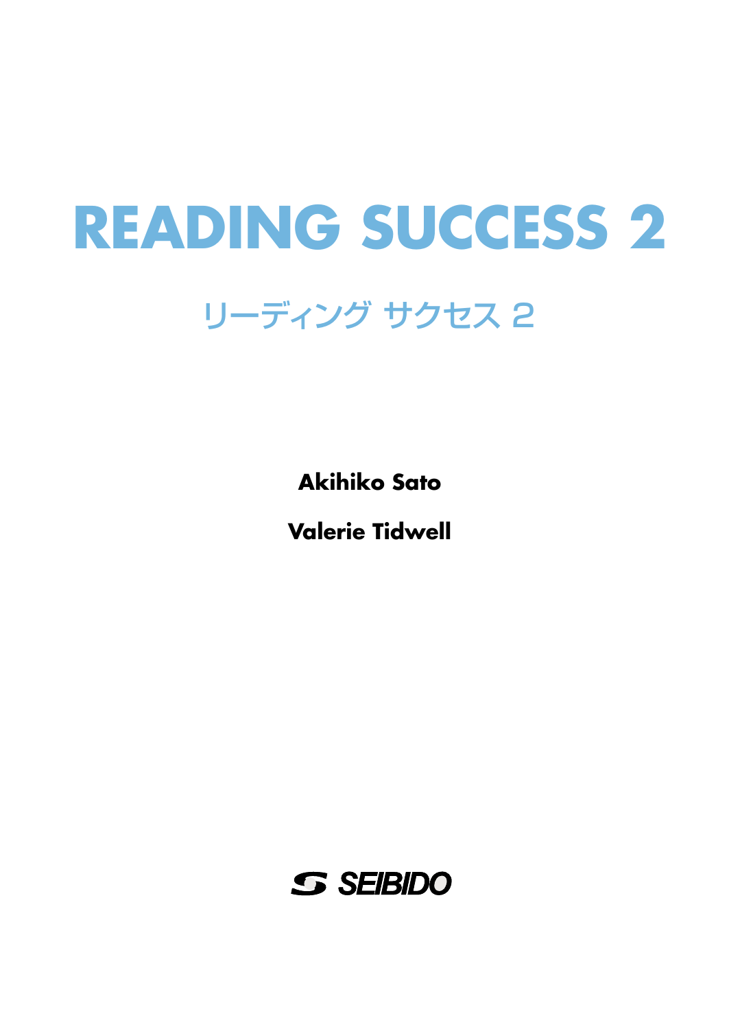# READING SUCCESS 2

## リーディング サクセス 2

**Akihiko Sato**

**Valerie Tidwell**

SEIBIDO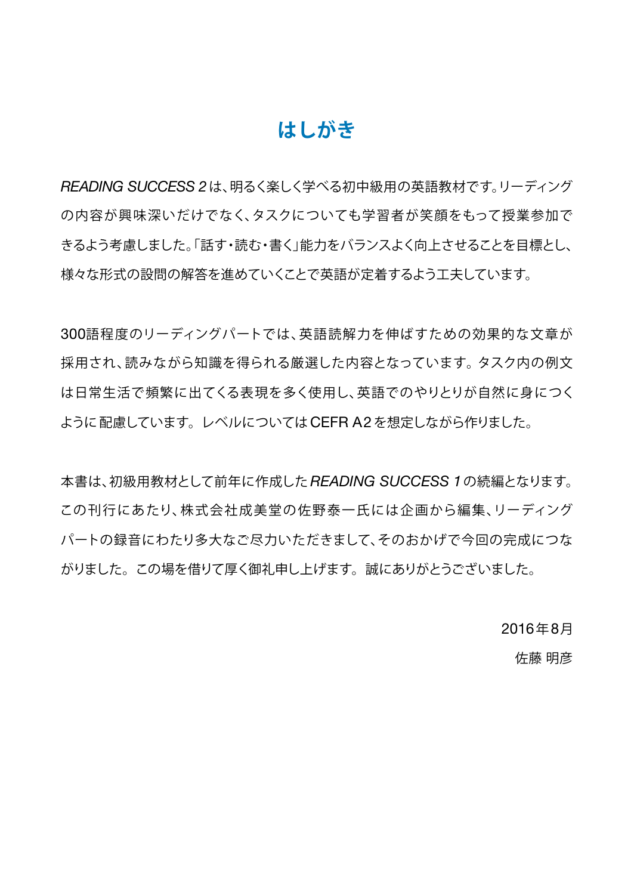# はしがき

*READING SUCCESS 2* は、明るく楽しく学べる初中級用の英語教材です。リーディングの内容が興味深いだけでなく、タスクについても学習者が笑顔をもって授業参加できるよう考慮しました。「話す・読む・書く」能力をバランスよく向上させることを目標とし、様々な形式の設問の解答を進めていくことで英語が定着するよう工夫しています。

300語程度のリーディングパートでは、英語読解力を伸ばすための効果的な文章が採用され、読みながら知識を得られる厳選した内容となっています。タスク内の例文は日常生活で頻繁に出てくる表現を多く使用し、英語でのやりとりが自然に身につくように配慮しています。レベルについてはCEFR A2を想定しながら作りました。

本書は、初級用教材として前年に作成した *READING SUCCESS 1* の続編となります。この刊行にあたり、株式会社成美堂の佐野泰一氏には企画から編集、リーディングパートの録音にわたり多大なご尽力いただきまして、そのおかげで今回の完成につながりました。この場を借りて厚く御礼申し上げます。誠にありがとうございました。

2016年8月

佐藤 明彦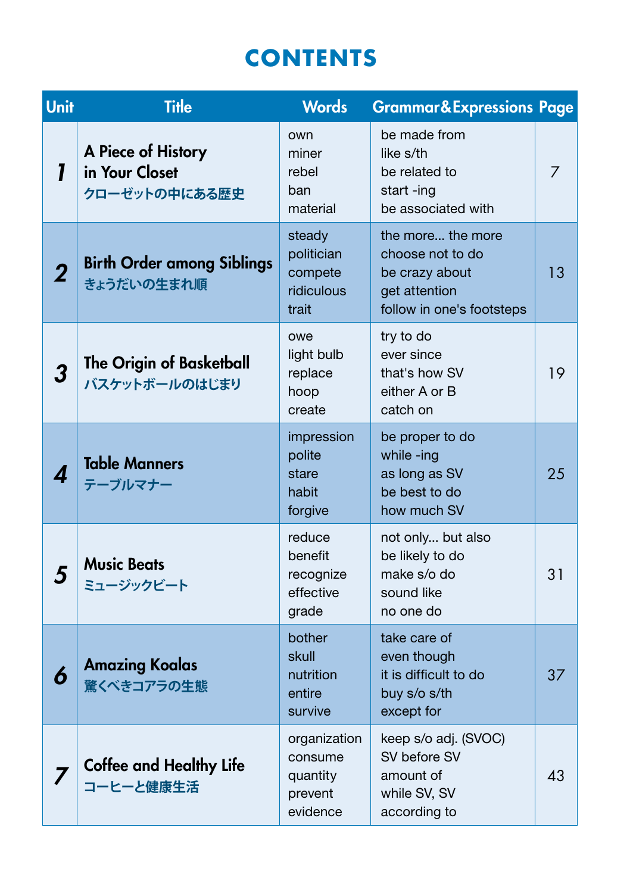# CONTENTS

| Unit | Title | Words | Grammar&Expressions | Page |
|---|---|---|---|---|
| 1 | A Piece of History in Your Closet<br>クローゼットの中にある歴史 | own<br>miner<br>rebel<br>ban<br>material | be made from<br>like s/th<br>be related to<br>start -ing<br>be associated with | 7 |
| 2 | Birth Order among Siblings<br>きょうだいの生まれ順 | steady<br>politician<br>compete<br>ridiculous<br>trait | the more... the more<br>choose not to do<br>be crazy about<br>get attention<br>follow in one's footsteps | 13 |
| 3 | The Origin of Basketball<br>バスケットボールのはじまり | owe<br>light bulb<br>replace<br>hoop<br>create | try to do<br>ever since<br>that's how SV<br>either A or B<br>catch on | 19 |
| 4 | Table Manners<br>テーブルマナー | impression<br>polite<br>stare<br>habit<br>forgive | be proper to do<br>while -ing<br>as long as SV<br>be best to do<br>how much SV | 25 |
| 5 | Music Beats<br>ミュージックビート | reduce<br>benefit<br>recognize<br>effective<br>grade | not only... but also<br>be likely to do<br>make s/o do<br>sound like<br>no one do | 31 |
| 6 | Amazing Koalas<br>驚くべきコアラの生態 | bother<br>skull<br>nutrition<br>entire<br>survive | take care of<br>even though<br>it is difficult to do<br>buy s/o s/th<br>except for | 37 |
| 7 | Coffee and Healthy Life<br>コーヒーと健康生活 | organization<br>consume<br>quantity<br>prevent<br>evidence | keep s/o adj. (SVOC)<br>SV before SV<br>amount of<br>while SV, SV<br>according to | 43 |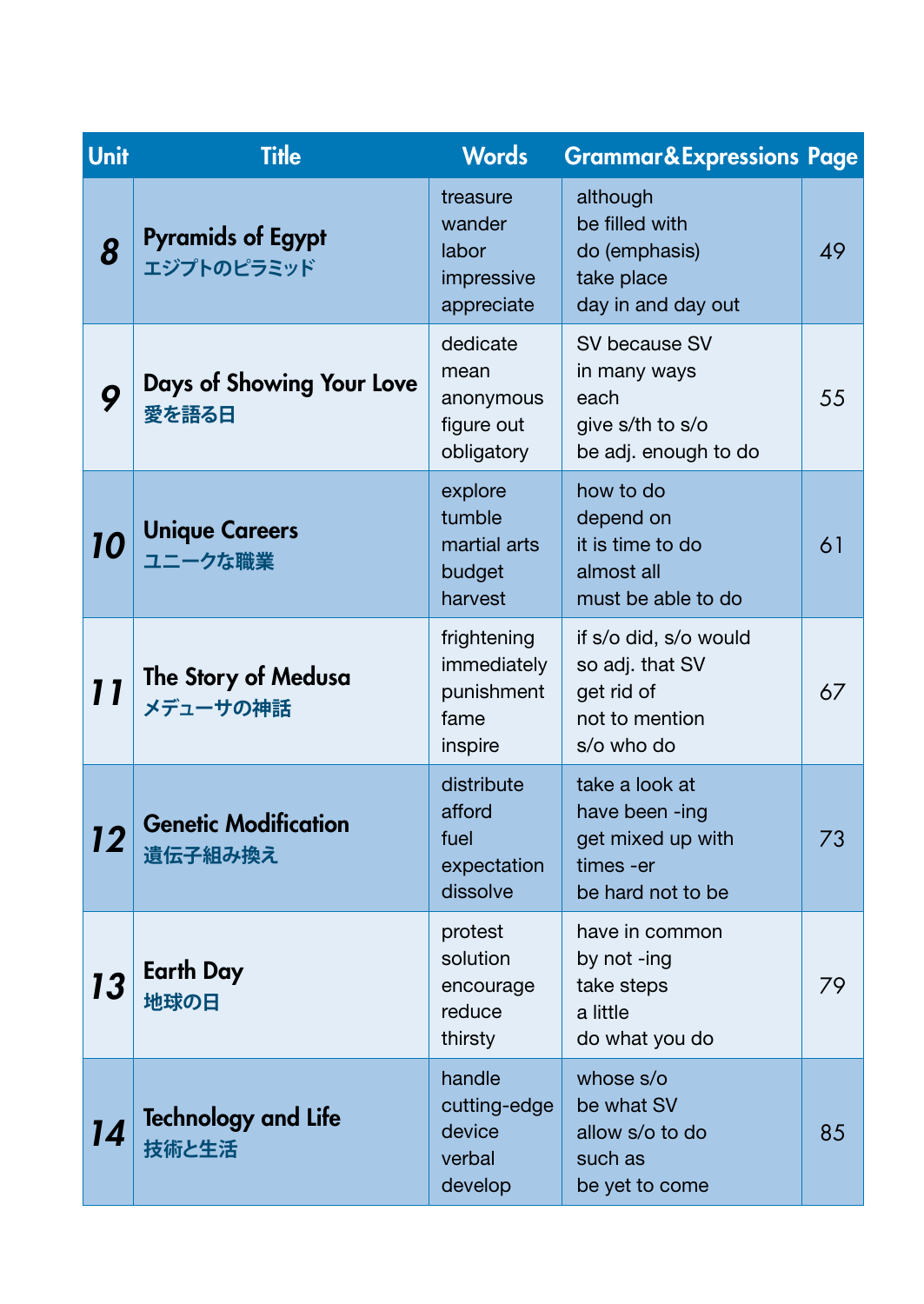| Unit | Title | Words | Grammar&Expressions | Page |
|---|---|---|---|---|
| 8 | Pyramids of Egypt<br>エジプトのピラミッド | treasure<br>wander<br>labor<br>impressive<br>appreciate | although<br>be filled with<br>do (emphasis)<br>take place<br>day in and day out | 49 |
| 9 | Days of Showing Your Love<br>愛を語る日 | dedicate<br>mean<br>anonymous<br>figure out<br>obligatory | SV because SV<br>in many ways<br>each<br>give s/th to s/o<br>be adj. enough to do | 55 |
| 10 | Unique Careers<br>ユニークな職業 | explore<br>tumble<br>martial arts<br>budget<br>harvest | how to do<br>depend on<br>it is time to do<br>almost all<br>must be able to do | 61 |
| 11 | The Story of Medusa<br>メデューサの神話 | frightening<br>immediately<br>punishment<br>fame<br>inspire | if s/o did, s/o would<br>so adj. that SV<br>get rid of<br>not to mention<br>s/o who do | 67 |
| 12 | Genetic Modification<br>遺伝子組み換え | distribute<br>afford<br>fuel<br>expectation<br>dissolve | take a look at<br>have been -ing<br>get mixed up with<br>times -er<br>be hard not to be | 73 |
| 13 | Earth Day<br>地球の日 | protest<br>solution<br>encourage<br>reduce<br>thirsty | have in common<br>by not -ing<br>take steps<br>a little<br>do what you do | 79 |
| 14 | Technology and Life<br>技術と生活 | handle<br>cutting-edge<br>device<br>verbal<br>develop | whose s/o<br>be what SV<br>allow s/o to do<br>such as<br>be yet to come | 85 |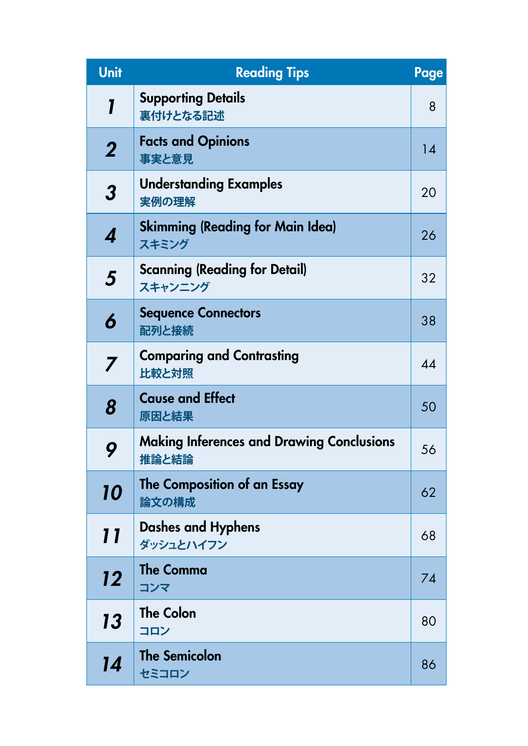| Unit | Reading Tips | Page |
| --- | --- | --- |
| *1* | **Supporting Details**<br>裏付けとなる記述 | 8 |
| *2* | **Facts and Opinions**<br>事実と意見 | 14 |
| *3* | **Understanding Examples**<br>実例の理解 | 20 |
| *4* | **Skimming (Reading for Main Idea)**<br>スキミング | 26 |
| *5* | **Scanning (Reading for Detail)**<br>スキャンニング | 32 |
| *6* | **Sequence Connectors**<br>配列と接続 | 38 |
| *7* | **Comparing and Contrasting**<br>比較と対照 | 44 |
| *8* | **Cause and Effect**<br>原因と結果 | 50 |
| *9* | **Making Inferences and Drawing Conclusions**<br>推論と結論 | 56 |
| *10* | **The Composition of an Essay**<br>論文の構成 | 62 |
| *11* | **Dashes and Hyphens**<br>ダッシュとハイフン | 68 |
| *12* | **The Comma**<br>コンマ | 74 |
| *13* | **The Colon**<br>コロン | 80 |
| *14* | **The Semicolon**<br>セミコロン | 86 |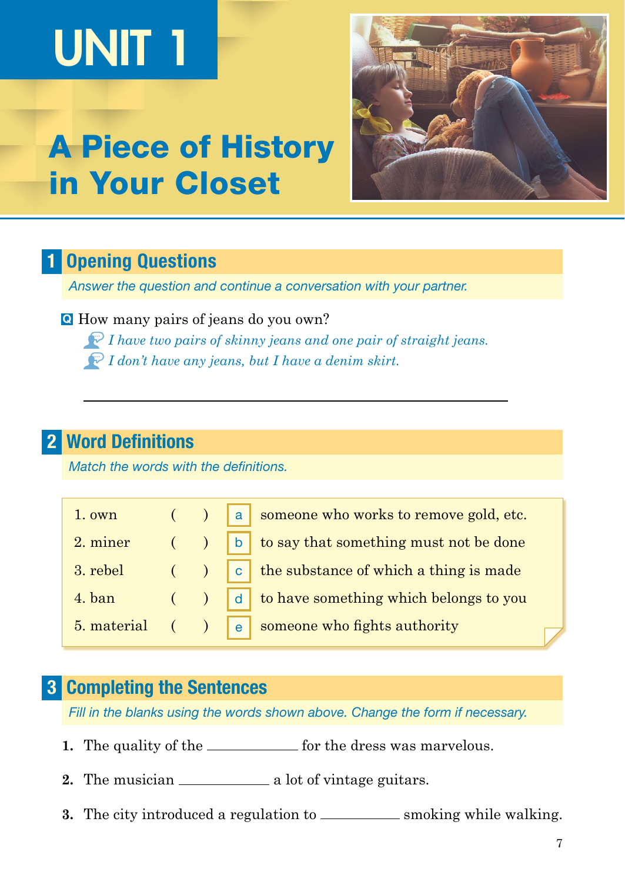# UNIT 1

# A Piece of History in Your Closet

## 1 Opening Questions

*Answer the question and continue a conversation with your partner.*

**Q** How many pairs of jeans do you own?

*I have two pairs of skinny jeans and one pair of straight jeans.*

*I don't have any jeans, but I have a denim skirt.*

______________________________________________

## 2 Word Definitions

*Match the words with the definitions.*

| | | | |
|---|---|---|---|
| 1. own | ( ) | a | someone who works to remove gold, etc. |
| 2. miner | ( ) | b | to say that something must not be done |
| 3. rebel | ( ) | c | the substance of which a thing is made |
| 4. ban | ( ) | d | to have something which belongs to you |
| 5. material | ( ) | e | someone who fights authority |

## 3 Completing the Sentences

*Fill in the blanks using the words shown above. Change the form if necessary.*

**1.** The quality of the __________ for the dress was marvelous.

**2.** The musician __________ a lot of vintage guitars.

**3.** The city introduced a regulation to __________ smoking while walking.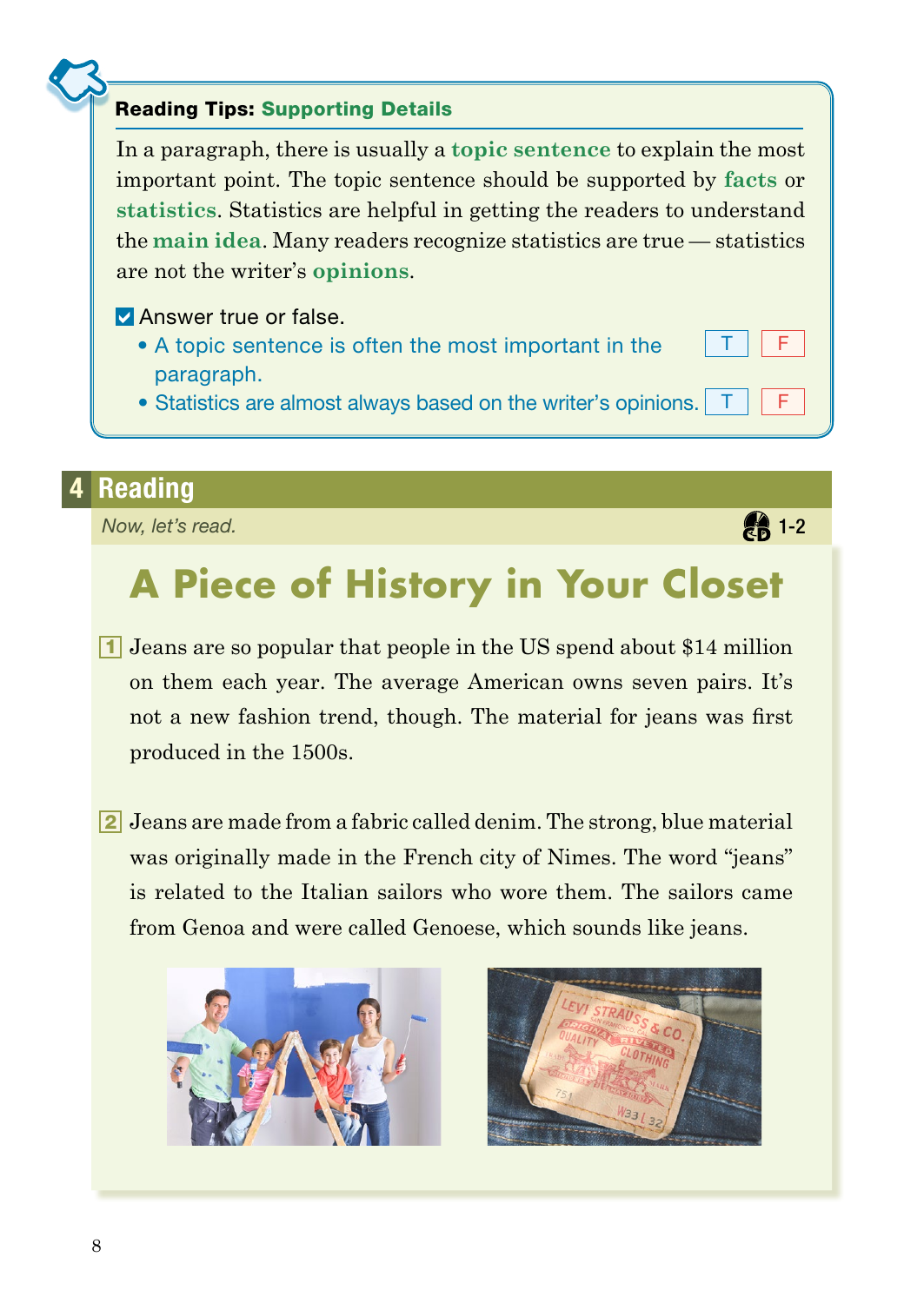**Reading Tips: Supporting Details**

In a paragraph, there is usually a **topic sentence** to explain the most important point. The topic sentence should be supported by **facts** or **statistics**. Statistics are helpful in getting the readers to understand the **main idea**. Many readers recognize statistics are true — statistics are not the writer's **opinions**.

☑ Answer true or false.

- A topic sentence is often the most important in the paragraph. T F
- Statistics are almost always based on the writer's opinions. T F

## 4 Reading

*Now, let's read.* CD 1-2

# A Piece of History in Your Closet

1 Jeans are so popular that people in the US spend about $14 million on them each year. The average American owns seven pairs. It's not a new fashion trend, though. The material for jeans was first produced in the 1500s.

2 Jeans are made from a fabric called denim. The strong, blue material was originally made in the French city of Nimes. The word "jeans" is related to the Italian sailors who wore them. The sailors came from Genoa and were called Genoese, which sounds like jeans.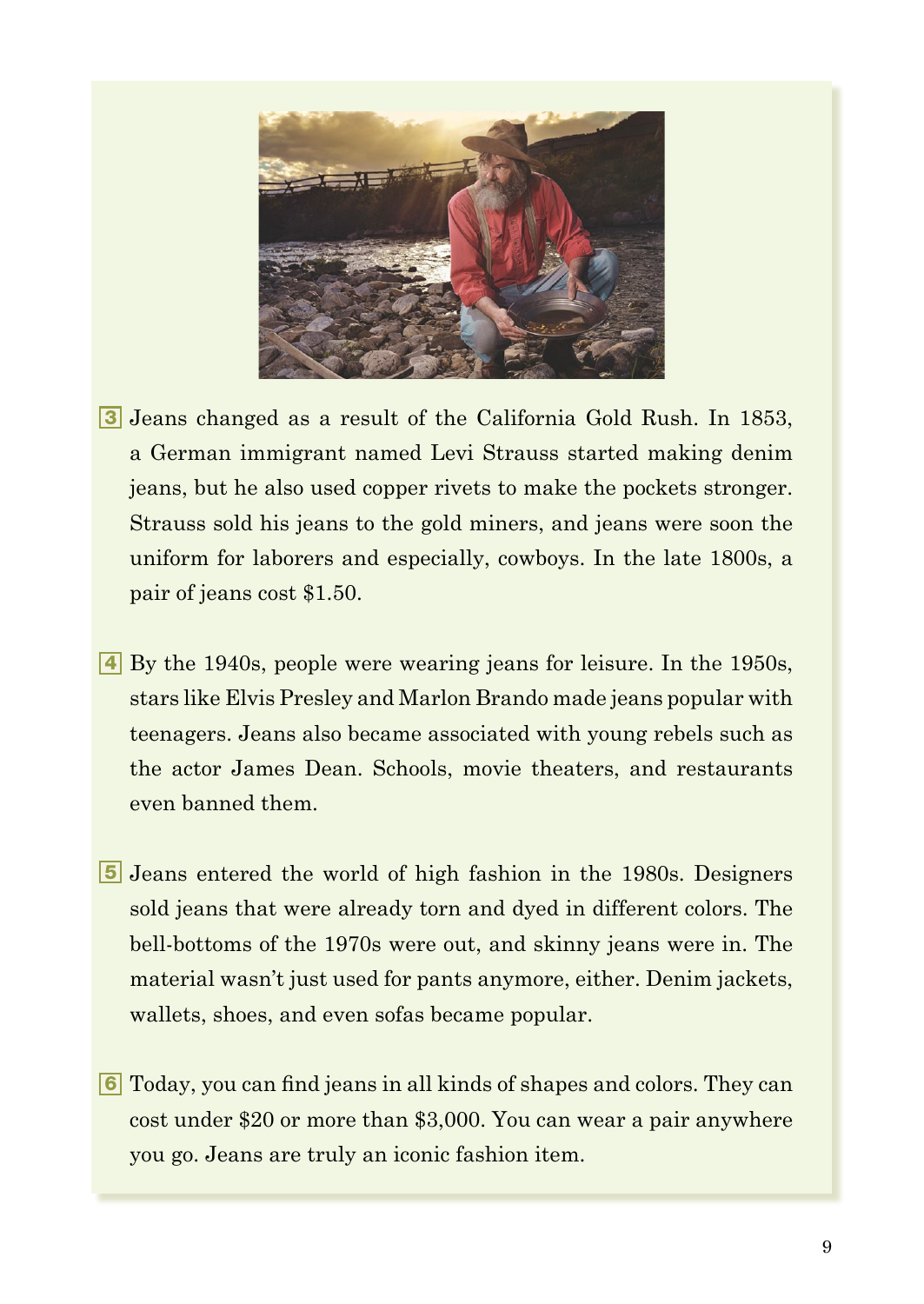3 Jeans changed as a result of the California Gold Rush. In 1853, a German immigrant named Levi Strauss started making denim jeans, but he also used copper rivets to make the pockets stronger. Strauss sold his jeans to the gold miners, and jeans were soon the uniform for laborers and especially, cowboys. In the late 1800s, a pair of jeans cost $1.50.

4 By the 1940s, people were wearing jeans for leisure. In the 1950s, stars like Elvis Presley and Marlon Brando made jeans popular with teenagers. Jeans also became associated with young rebels such as the actor James Dean. Schools, movie theaters, and restaurants even banned them.

5 Jeans entered the world of high fashion in the 1980s. Designers sold jeans that were already torn and dyed in different colors. The bell-bottoms of the 1970s were out, and skinny jeans were in. The material wasn't just used for pants anymore, either. Denim jackets, wallets, shoes, and even sofas became popular.

6 Today, you can find jeans in all kinds of shapes and colors. They can cost under $20 or more than $3,000. You can wear a pair anywhere you go. Jeans are truly an iconic fashion item.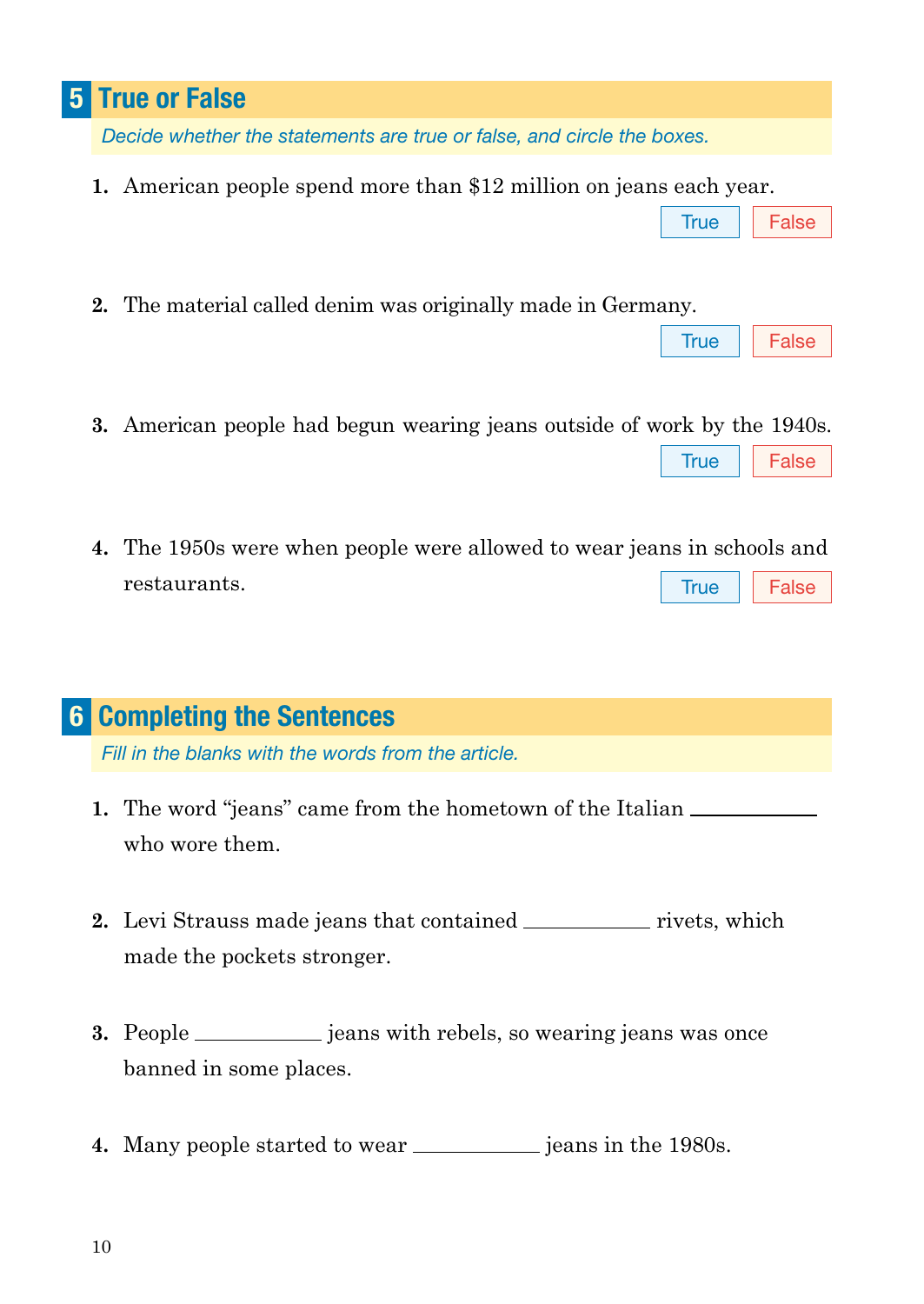## 5 True or False

*Decide whether the statements are true or false, and circle the boxes.*

1. American people spend more than $12 million on jeans each year.

   True | False

2. The material called denim was originally made in Germany.

   True | False

3. American people had begun wearing jeans outside of work by the 1940s.

   True | False

4. The 1950s were when people were allowed to wear jeans in schools and restaurants.

   True | False

## 6 Completing the Sentences

*Fill in the blanks with the words from the article.*

1. The word "jeans" came from the hometown of the Italian __________ who wore them.

2. Levi Strauss made jeans that contained __________ rivets, which made the pockets stronger.

3. People __________ jeans with rebels, so wearing jeans was once banned in some places.

4. Many people started to wear __________ jeans in the 1980s.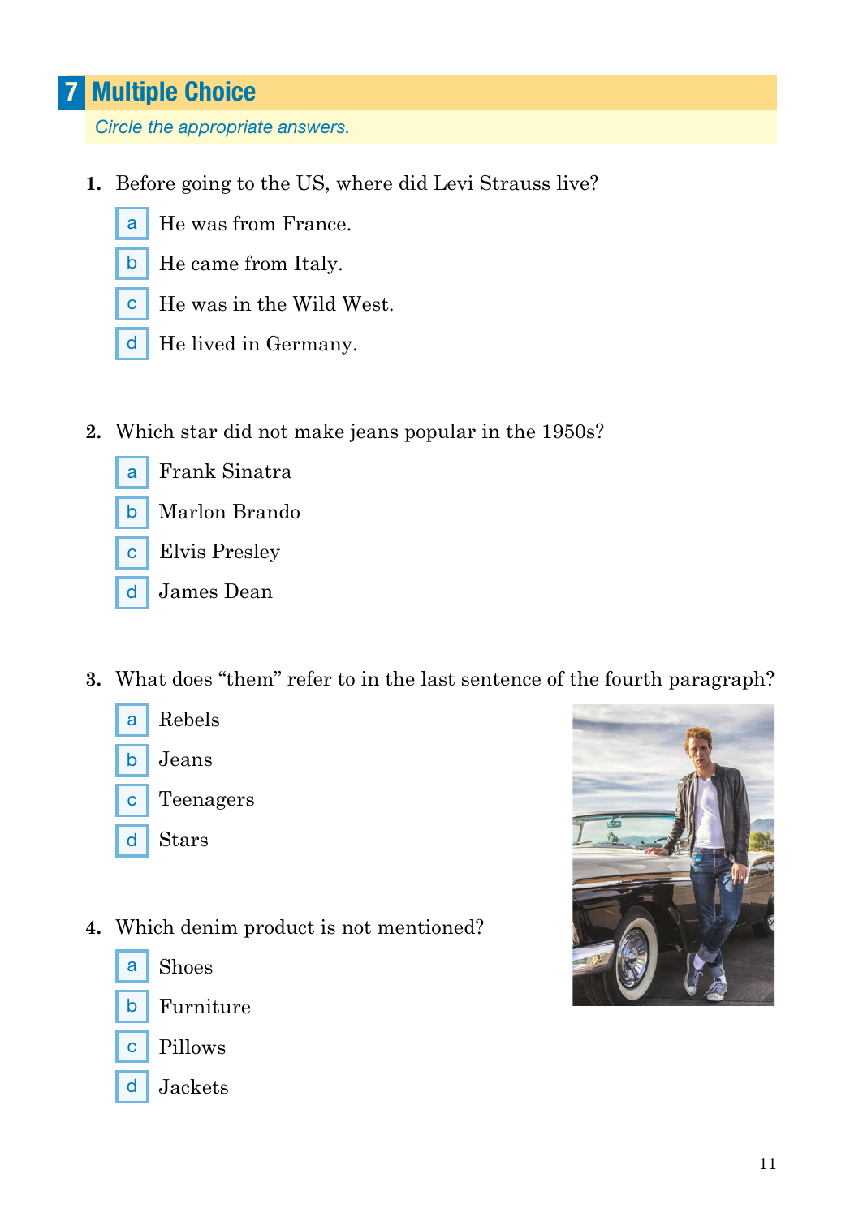## 7 Multiple Choice

*Circle the appropriate answers.*

1. Before going to the US, where did Levi Strauss live?
   - a He was from France.
   - b He came from Italy.
   - c He was in the Wild West.
   - d He lived in Germany.

2. Which star did not make jeans popular in the 1950s?
   - a Frank Sinatra
   - b Marlon Brando
   - c Elvis Presley
   - d James Dean

3. What does "them" refer to in the last sentence of the fourth paragraph?
   - a Rebels
   - b Jeans
   - c Teenagers
   - d Stars

4. Which denim product is not mentioned?
   - a Shoes
   - b Furniture
   - c Pillows
   - d Jackets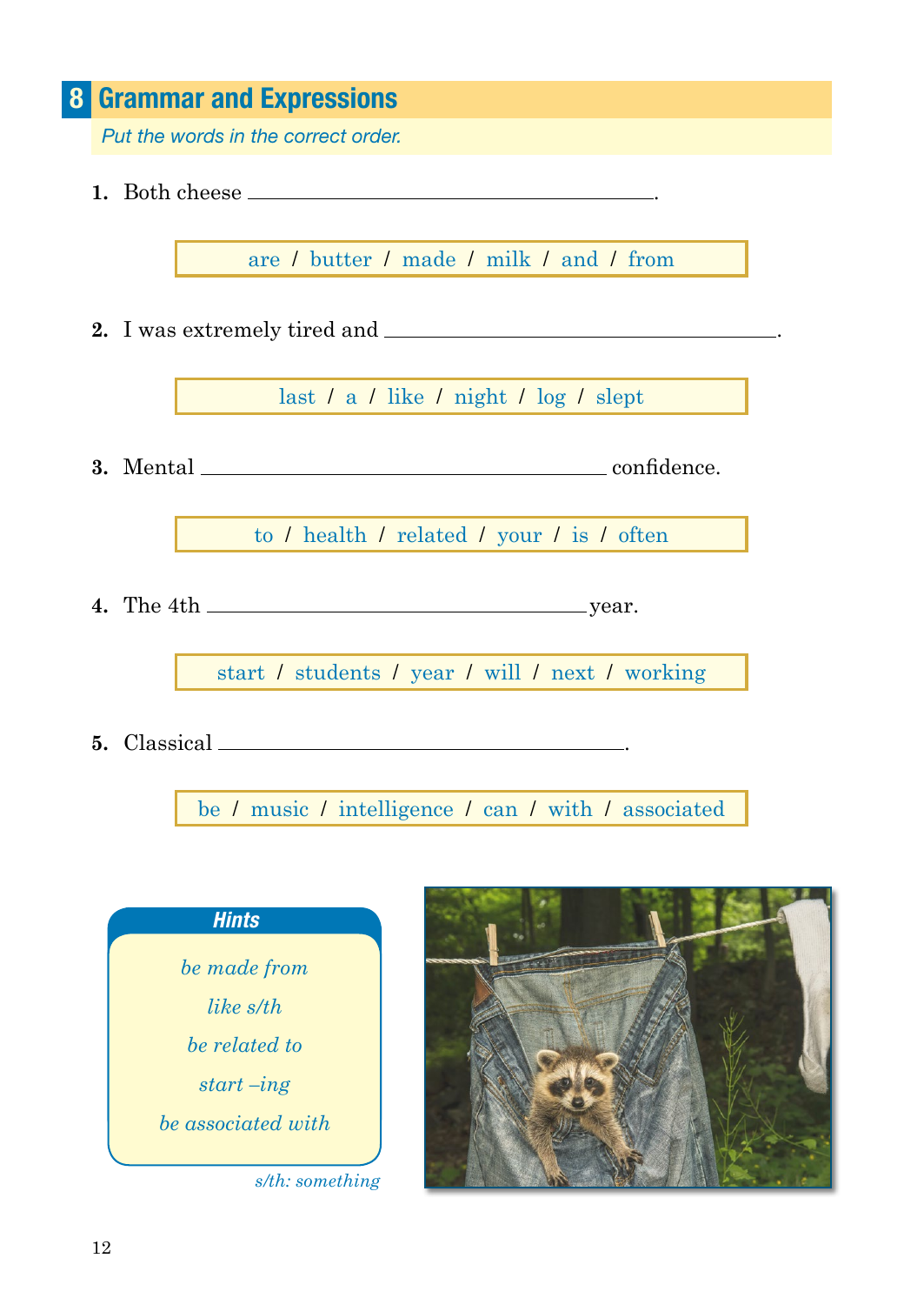## 8 Grammar and Expressions

*Put the words in the correct order.*

**1.** Both cheese ______________________________.

are / butter / made / milk / and / from

**2.** I was extremely tired and ______________________________.

last / a / like / night / log / slept

**3.** Mental ______________________________ confidence.

to / health / related / your / is / often

**4.** The 4th ______________________________ year.

start / students / year / will / next / working

**5.** Classical ______________________________.

be / music / intelligence / can / with / associated

**Hints**

*be made from*

*like s/th*

*be related to*

*start –ing*

*be associated with*

*s/th: something*